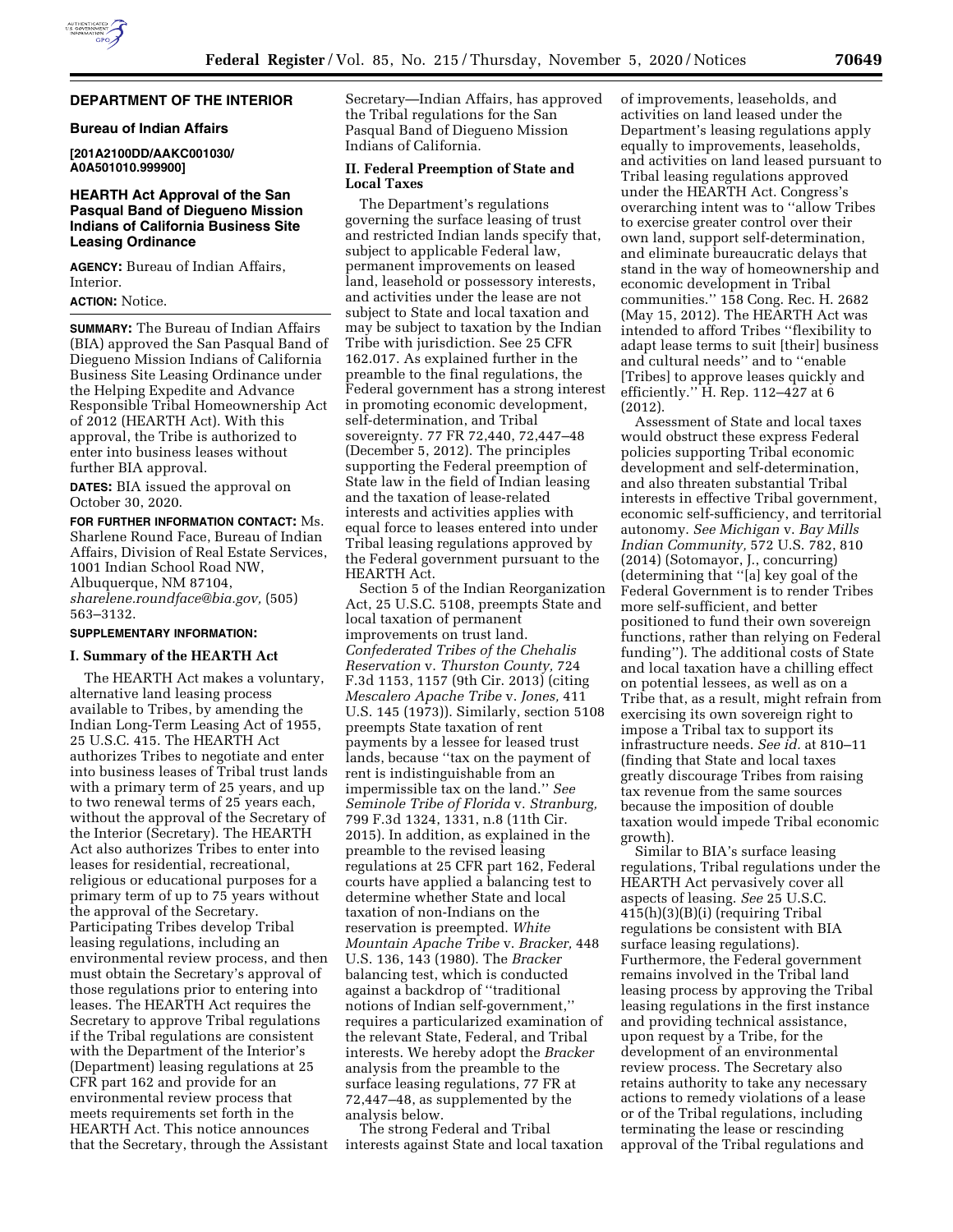## DEPARTMENT OF THE INTERIOR

### Bureau of Indian Affairs

**[201A2100DD/AAKC001030/A0A501010.999900]**

### HEARTH Act Approval of the San Pasqual Band of Diegueno Mission Indians of California Business Site Leasing Ordinance

**AGENCY:** Bureau of Indian Affairs, Interior.

**ACTION:** Notice.

**SUMMARY:** The Bureau of Indian Affairs (BIA) approved the San Pasqual Band of Diegueno Mission Indians of California Business Site Leasing Ordinance under the Helping Expedite and Advance Responsible Tribal Homeownership Act of 2012 (HEARTH Act). With this approval, the Tribe is authorized to enter into business leases without further BIA approval.

**DATES:** BIA issued the approval on October 30, 2020.

**FOR FURTHER INFORMATION CONTACT:** Ms. Sharlene Round Face, Bureau of Indian Affairs, Division of Real Estate Services, 1001 Indian School Road NW, Albuquerque, NM 87104, *sharelene.roundface@bia.gov,* (505) 563–3132.

**SUPPLEMENTARY INFORMATION:**

#### I. Summary of the HEARTH Act

The HEARTH Act makes a voluntary, alternative land leasing process available to Tribes, by amending the Indian Long-Term Leasing Act of 1955, 25 U.S.C. 415. The HEARTH Act authorizes Tribes to negotiate and enter into business leases of Tribal trust lands with a primary term of 25 years, and up to two renewal terms of 25 years each, without the approval of the Secretary of the Interior (Secretary). The HEARTH Act also authorizes Tribes to enter into leases for residential, recreational, religious or educational purposes for a primary term of up to 75 years without the approval of the Secretary. Participating Tribes develop Tribal leasing regulations, including an environmental review process, and then must obtain the Secretary's approval of those regulations prior to entering into leases. The HEARTH Act requires the Secretary to approve Tribal regulations if the Tribal regulations are consistent with the Department of the Interior's (Department) leasing regulations at 25 CFR part 162 and provide for an environmental review process that meets requirements set forth in the HEARTH Act. This notice announces that the Secretary, through the Assistant Secretary—Indian Affairs, has approved the Tribal regulations for the San Pasqual Band of Diegueno Mission Indians of California.

#### II. Federal Preemption of State and Local Taxes

The Department's regulations governing the surface leasing of trust and restricted Indian lands specify that, subject to applicable Federal law, permanent improvements on leased land, leasehold or possessory interests, and activities under the lease are not subject to State and local taxation and may be subject to taxation by the Indian Tribe with jurisdiction. See 25 CFR 162.017. As explained further in the preamble to the final regulations, the Federal government has a strong interest in promoting economic development, self-determination, and Tribal sovereignty. 77 FR 72,440, 72,447–48 (December 5, 2012). The principles supporting the Federal preemption of State law in the field of Indian leasing and the taxation of lease-related interests and activities applies with equal force to leases entered into under Tribal leasing regulations approved by the Federal government pursuant to the HEARTH Act.

Section 5 of the Indian Reorganization Act, 25 U.S.C. 5108, preempts State and local taxation of permanent improvements on trust land. *Confederated Tribes of the Chehalis Reservation* v. *Thurston County,* 724 F.3d 1153, 1157 (9th Cir. 2013) (citing *Mescalero Apache Tribe* v. *Jones,* 411 U.S. 145 (1973)). Similarly, section 5108 preempts State taxation of rent payments by a lessee for leased trust lands, because ''tax on the payment of rent is indistinguishable from an impermissible tax on the land.'' *See Seminole Tribe of Florida* v. *Stranburg,* 799 F.3d 1324, 1331, n.8 (11th Cir. 2015). In addition, as explained in the preamble to the revised leasing regulations at 25 CFR part 162, Federal courts have applied a balancing test to determine whether State and local taxation of non-Indians on the reservation is preempted. *White Mountain Apache Tribe* v. *Bracker,* 448 U.S. 136, 143 (1980). The *Bracker* balancing test, which is conducted against a backdrop of ''traditional notions of Indian self-government,'' requires a particularized examination of the relevant State, Federal, and Tribal interests. We hereby adopt the *Bracker* analysis from the preamble to the surface leasing regulations, 77 FR at 72,447–48, as supplemented by the analysis below.

The strong Federal and Tribal interests against State and local taxation of improvements, leaseholds, and activities on land leased under the Department's leasing regulations apply equally to improvements, leaseholds, and activities on land leased pursuant to Tribal leasing regulations approved under the HEARTH Act. Congress's overarching intent was to ''allow Tribes to exercise greater control over their own land, support self-determination, and eliminate bureaucratic delays that stand in the way of homeownership and economic development in Tribal communities.'' 158 Cong. Rec. H. 2682 (May 15, 2012). The HEARTH Act was intended to afford Tribes ''flexibility to adapt lease terms to suit [their] business and cultural needs'' and to ''enable [Tribes] to approve leases quickly and efficiently.'' H. Rep. 112–427 at 6 (2012).

Assessment of State and local taxes would obstruct these express Federal policies supporting Tribal economic development and self-determination, and also threaten substantial Tribal interests in effective Tribal government, economic self-sufficiency, and territorial autonomy. *See Michigan* v. *Bay Mills Indian Community,* 572 U.S. 782, 810 (2014) (Sotomayor, J., concurring) (determining that ''[a] key goal of the Federal Government is to render Tribes more self-sufficient, and better positioned to fund their own sovereign functions, rather than relying on Federal funding''). The additional costs of State and local taxation have a chilling effect on potential lessees, as well as on a Tribe that, as a result, might refrain from exercising its own sovereign right to impose a Tribal tax to support its infrastructure needs. *See id.* at 810–11 (finding that State and local taxes greatly discourage Tribes from raising tax revenue from the same sources because the imposition of double taxation would impede Tribal economic growth).

Similar to BIA's surface leasing regulations, Tribal regulations under the HEARTH Act pervasively cover all aspects of leasing. *See* 25 U.S.C. 415(h)(3)(B)(i) (requiring Tribal regulations be consistent with BIA surface leasing regulations). Furthermore, the Federal government remains involved in the Tribal land leasing process by approving the Tribal leasing regulations in the first instance and providing technical assistance, upon request by a Tribe, for the development of an environmental review process. The Secretary also retains authority to take any necessary actions to remedy violations of a lease or of the Tribal regulations, including terminating the lease or rescinding approval of the Tribal regulations and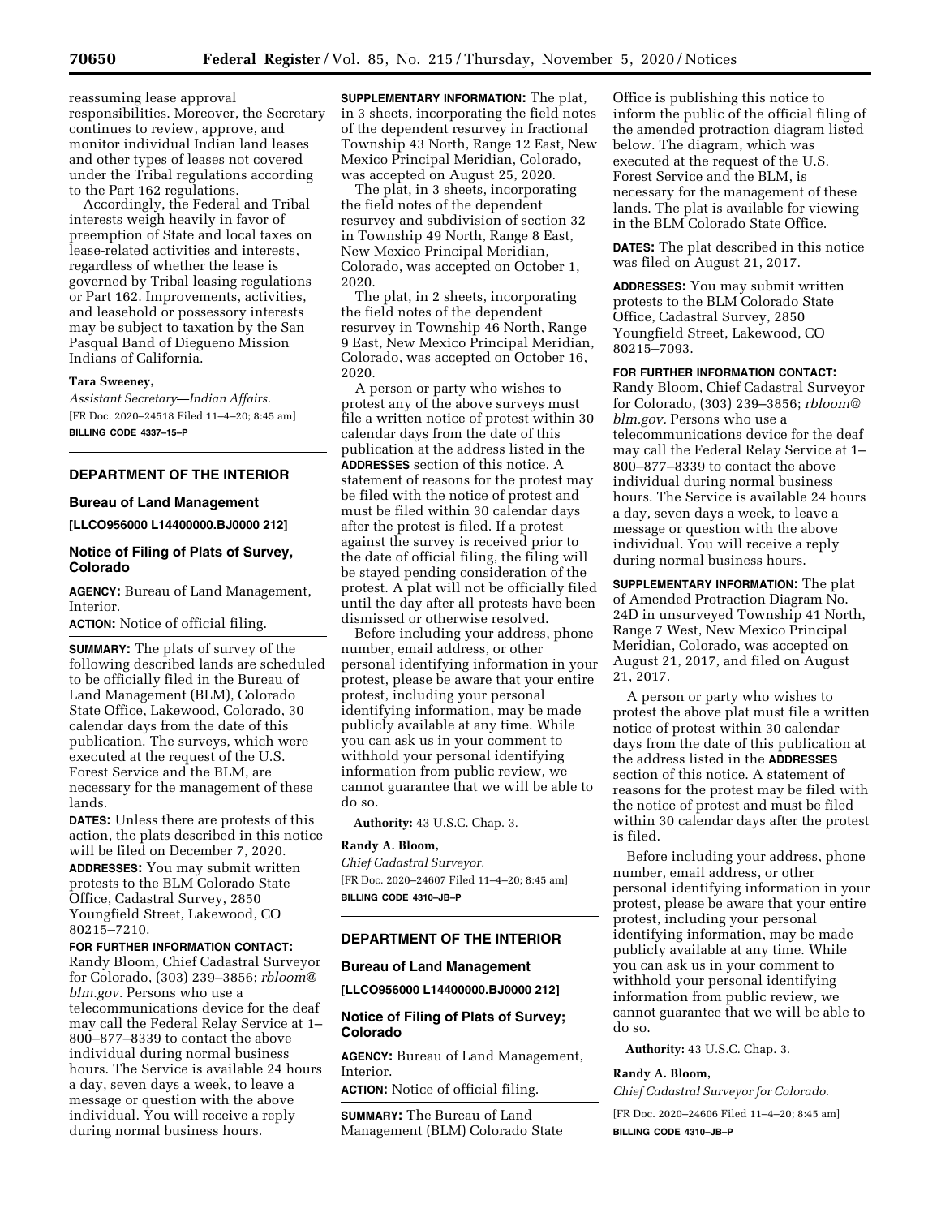reassuming lease approval responsibilities. Moreover, the Secretary continues to review, approve, and monitor individual Indian land leases and other types of leases not covered under the Tribal regulations according to the Part 162 regulations.

Accordingly, the Federal and Tribal interests weigh heavily in favor of preemption of State and local taxes on lease-related activities and interests, regardless of whether the lease is governed by Tribal leasing regulations or Part 162. Improvements, activities, and leasehold or possessory interests may be subject to taxation by the San Pasqual Band of Diegueno Mission Indians of California.

**Tara Sweeney,**

*Assistant Secretary—Indian Affairs.*

[FR Doc. 2020–24518 Filed 11–4–20; 8:45 am]

**BILLING CODE 4337–15–P**

## DEPARTMENT OF THE INTERIOR

### Bureau of Land Management

**[LLCO956000 L14400000.BJ0000 212]**

### Notice of Filing of Plats of Survey, Colorado

**AGENCY:** Bureau of Land Management, Interior.

**ACTION:** Notice of official filing.

**SUMMARY:** The plats of survey of the following described lands are scheduled to be officially filed in the Bureau of Land Management (BLM), Colorado State Office, Lakewood, Colorado, 30 calendar days from the date of this publication. The surveys, which were executed at the request of the U.S. Forest Service and the BLM, are necessary for the management of these lands.

**DATES:** Unless there are protests of this action, the plats described in this notice will be filed on December 7, 2020.

**ADDRESSES:** You may submit written protests to the BLM Colorado State Office, Cadastral Survey, 2850 Youngfield Street, Lakewood, CO 80215–7210.

**FOR FURTHER INFORMATION CONTACT:** Randy Bloom, Chief Cadastral Surveyor for Colorado, (303) 239–3856; *rbloom@blm.gov*. Persons who use a telecommunications device for the deaf may call the Federal Relay Service at 1–800–877–8339 to contact the above individual during normal business hours. The Service is available 24 hours a day, seven days a week, to leave a message or question with the above individual. You will receive a reply during normal business hours.

**SUPPLEMENTARY INFORMATION:** The plat, in 3 sheets, incorporating the field notes of the dependent resurvey in fractional Township 43 North, Range 12 East, New Mexico Principal Meridian, Colorado, was accepted on August 25, 2020.

The plat, in 3 sheets, incorporating the field notes of the dependent resurvey and subdivision of section 32 in Township 49 North, Range 8 East, New Mexico Principal Meridian, Colorado, was accepted on October 1, 2020.

The plat, in 2 sheets, incorporating the field notes of the dependent resurvey in Township 46 North, Range 9 East, New Mexico Principal Meridian, Colorado, was accepted on October 16, 2020.

A person or party who wishes to protest any of the above surveys must file a written notice of protest within 30 calendar days from the date of this publication at the address listed in the **ADDRESSES** section of this notice. A statement of reasons for the protest may be filed with the notice of protest and must be filed within 30 calendar days after the protest is filed. If a protest against the survey is received prior to the date of official filing, the filing will be stayed pending consideration of the protest. A plat will not be officially filed until the day after all protests have been dismissed or otherwise resolved.

Before including your address, phone number, email address, or other personal identifying information in your protest, please be aware that your entire protest, including your personal identifying information, may be made publicly available at any time. While you can ask us in your comment to withhold your personal identifying information from public review, we cannot guarantee that we will be able to do so.

**Authority:** 43 U.S.C. Chap. 3.

**Randy A. Bloom,**

*Chief Cadastral Surveyor.*

[FR Doc. 2020–24607 Filed 11–4–20; 8:45 am]

**BILLING CODE 4310–JB–P**

## DEPARTMENT OF THE INTERIOR

### Bureau of Land Management

**[LLCO956000 L14400000.BJ0000 212]**

### Notice of Filing of Plats of Survey; Colorado

**AGENCY:** Bureau of Land Management, Interior.

**ACTION:** Notice of official filing.

**SUMMARY:** The Bureau of Land Management (BLM) Colorado State Office is publishing this notice to inform the public of the official filing of the amended protraction diagram listed below. The diagram, which was executed at the request of the U.S. Forest Service and the BLM, is necessary for the management of these lands. The plat is available for viewing in the BLM Colorado State Office.

**DATES:** The plat described in this notice was filed on August 21, 2017.

**ADDRESSES:** You may submit written protests to the BLM Colorado State Office, Cadastral Survey, 2850 Youngfield Street, Lakewood, CO 80215–7093.

**FOR FURTHER INFORMATION CONTACT:** Randy Bloom, Chief Cadastral Surveyor for Colorado, (303) 239–3856; *rbloom@blm.gov*. Persons who use a telecommunications device for the deaf may call the Federal Relay Service at 1–800–877–8339 to contact the above individual during normal business hours. The Service is available 24 hours a day, seven days a week, to leave a message or question with the above individual. You will receive a reply during normal business hours.

**SUPPLEMENTARY INFORMATION:** The plat of Amended Protraction Diagram No. 24D in unsurveyed Township 41 North, Range 7 West, New Mexico Principal Meridian, Colorado, was accepted on August 21, 2017, and filed on August 21, 2017.

A person or party who wishes to protest the above plat must file a written notice of protest within 30 calendar days from the date of this publication at the address listed in the **ADDRESSES** section of this notice. A statement of reasons for the protest may be filed with the notice of protest and must be filed within 30 calendar days after the protest is filed.

Before including your address, phone number, email address, or other personal identifying information in your protest, please be aware that your entire protest, including your personal identifying information, may be made publicly available at any time. While you can ask us in your comment to withhold your personal identifying information from public review, we cannot guarantee that we will be able to do so.

**Authority:** 43 U.S.C. Chap. 3.

**Randy A. Bloom,**

*Chief Cadastral Surveyor for Colorado.*

[FR Doc. 2020–24606 Filed 11–4–20; 8:45 am]

**BILLING CODE 4310–JB–P**